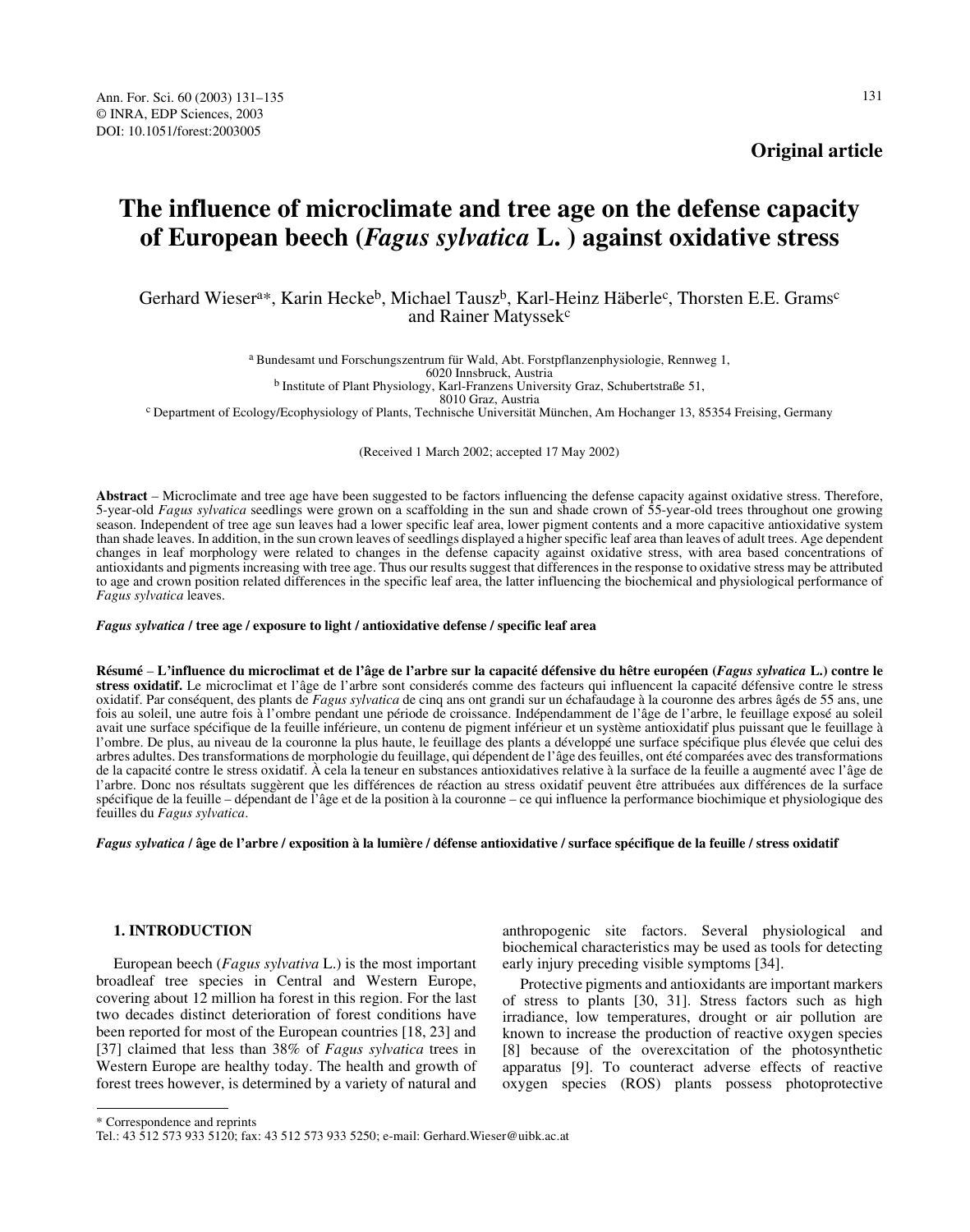Original article

# The influence of microclimate and tree age on the defense capacity of European beech (*Fagus sylvatica* L. ) against oxidative stress

Gerhard Wieser[a]*, Karin Hecke[b], Michael Tausz[b], Karl-Heinz Häberle[c], Thorsten E.E. Grams[c] and Rainer Matyssek[c]

[a] Bundesamt und Forschungszentrum für Wald, Abt. Forstpflanzenphysiologie, Rennweg 1, 6020 Innsbruck, Austria
[b] Institute of Plant Physiology, Karl-Franzens University Graz, Schubertstraße 51, 8010 Graz, Austria
[c] Department of Ecology/Ecophysiology of Plants, Technische Universität München, Am Hochanger 13, 85354 Freising, Germany

(Received 1 March 2002; accepted 17 May 2002)

**Abstract** – Microclimate and tree age have been suggested to be factors influencing the defense capacity against oxidative stress. Therefore, 5-year-old *Fagus sylvatica* seedlings were grown on a scaffolding in the sun and shade crown of 55-year-old trees throughout one growing season. Independent of tree age sun leaves had a lower specific leaf area, lower pigment contents and a more capacitive antioxidative system than shade leaves. In addition, in the sun crown leaves of seedlings displayed a higher specific leaf area than leaves of adult trees. Age dependent changes in leaf morphology were related to changes in the defense capacity against oxidative stress, with area based concentrations of antioxidants and pigments increasing with tree age. Thus our results suggest that differences in the response to oxidative stress may be attributed to age and crown position related differences in the specific leaf area, the latter influencing the biochemical and physiological performance of *Fagus sylvatica* leaves.

***Fagus sylvatica* / tree age / exposure to light / antioxidative defense / specific leaf area**

**Résumé** – **L'influence du microclimat et de l'âge de l'arbre sur la capacité défensive du hêtre européen (*Fagus sylvatica* L.) contre le stress oxidatif.** Le microclimat et l'âge de l'arbre sont consideré s comme des facteurs qui influencent la capacité défensive contre le stress oxidatif. Par conséquent, des plants de *Fagus sylvatica* de cinq ans ont grandi sur un échafaudage à la couronne des arbres âgés de 55 ans, une fois au soleil, une autre fois à l'ombre pendant une période de croissance. Indépendamment de l'âge de l'arbre, le feuillage exposé au soleil avait une surface spécifique de la feuille inférieure, un contenu de pigment inférieur et un système antioxidatif plus puissant que le feuillage à l'ombre. De plus, au niveau de la couronne la plus haute, le feuillage des plants a développé une surface spécifique plus élevée que celui des arbres adultes. Des transformations de morphologie du feuillage, qui dépendent de l'âge des feuilles, ont été comparées avec des transformations de la capacité contre le stress oxidatif. À cela la teneur en substances antioxidatives relative à la surface de la feuille a augmenté avec l'âge de l'arbre. Donc nos résultats suggèrent que les différences de réaction au stress oxidatif peuvent être attribuées aux différences de la surface spécifique de la feuille – dépendant de l'âge et de la position à la couronne – ce qui influence la performance biochimique et physiologique des feuilles du *Fagus sylvatica*.

***Fagus sylvatica* / âge de l'arbre / exposition à la lumière / défense antioxidative / surface spécifique de la feuille / stress oxidatif**

## 1. INTRODUCTION

European beech (*Fagus sylvativa* L.) is the most important broadleaf tree species in Central and Western Europe, covering about 12 million ha forest in this region. For the last two decades distinct deterioration of forest conditions have been reported for most of the European countries [18, 23] and [37] claimed that less than 38% of *Fagus sylvatica* trees in Western Europe are healthy today. The health and growth of forest trees however, is determined by a variety of natural and anthropogenic site factors. Several physiological and biochemical characteristics may be used as tools for detecting early injury preceding visible symptoms [34].

Protective pigments and antioxidants are important markers of stress to plants [30, 31]. Stress factors such as high irradiance, low temperatures, drought or air pollution are known to increase the production of reactive oxygen species [8] because of the overexcitation of the photosynthetic apparatus [9]. To counteract adverse effects of reactive oxygen species (ROS) plants possess photoprotective

\* Correspondence and reprints
Tel.: 43 512 573 933 5120; fax: 43 512 573 933 5250; e-mail: Gerhard.Wieser@uibk.ac.at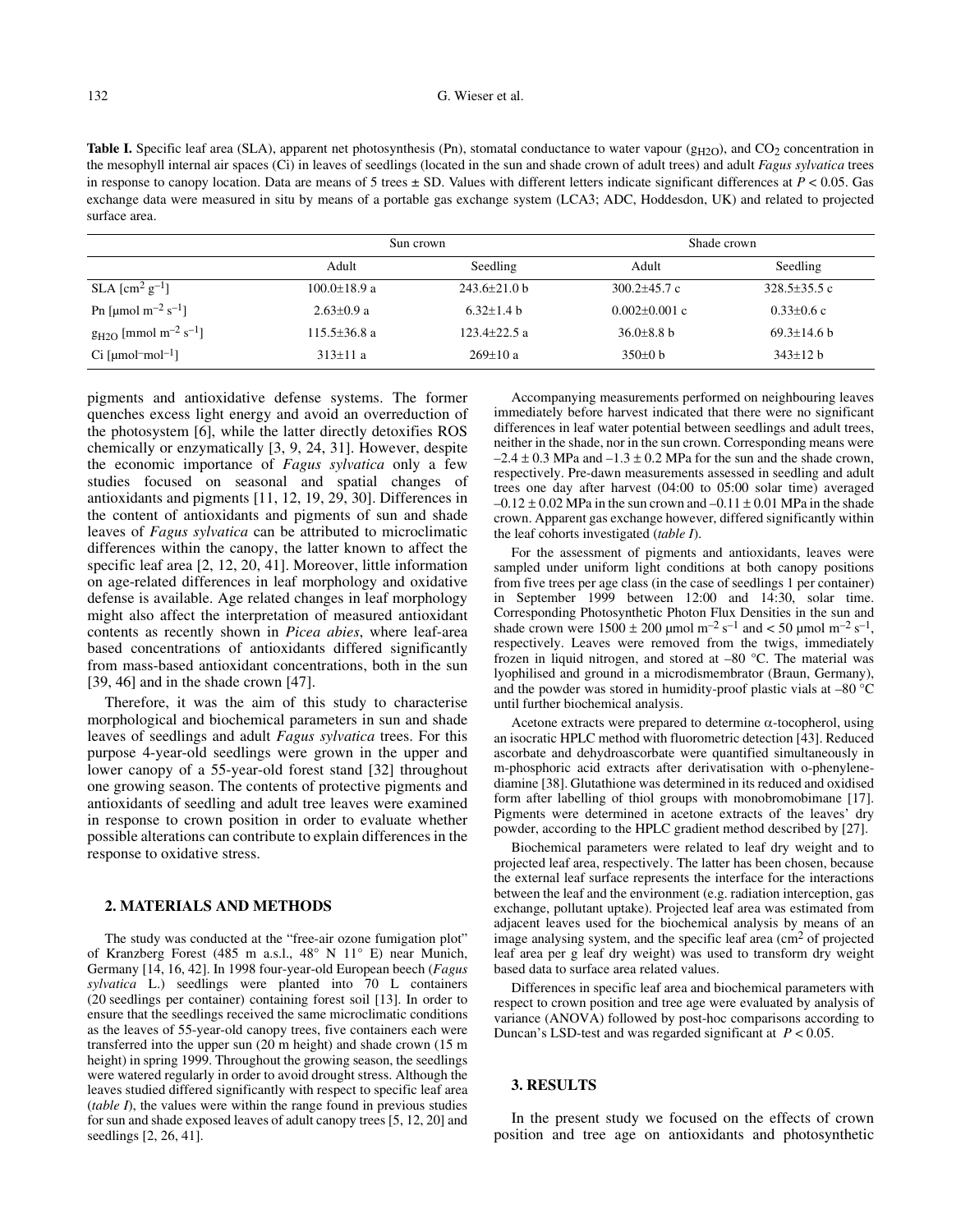**Table I.** Specific leaf area (SLA), apparent net photosynthesis (Pn), stomatal conductance to water vapour ($g_{H2O}$), and $CO_2$ concentration in the mesophyll internal air spaces (Ci) in leaves of seedlings (located in the sun and shade crown of adult trees) and adult *Fagus sylvatica* trees in response to canopy location. Data are means of 5 trees ± SD. Values with different letters indicate significant differences at $P < 0.05$. Gas exchange data were measured in situ by means of a portable gas exchange system (LCA3; ADC, Hoddesdon, UK) and related to projected surface area.

| | Sun crown | | Shade crown | |
|---|---|---|---|---|
| | Adult | Seedling | Adult | Seedling |
| SLA [$cm^2\ g^{-1}$] | 100.0±18.9 a | 243.6±21.0 b | 300.2±45.7 c | 328.5±35.5 c |
| Pn [$\mu mol\ m^{-2}\ s^{-1}$] | 2.63±0.9 a | 6.32±1.4 b | 0.002±0.001 c | 0.33±0.6 c |
| $g_{H2O}$ [$mmol\ m^{-2}\ s^{-1}$] | 115.5±36.8 a | 123.4±22.5 a | 36.0±8.8 b | 69.3±14.6 b |
| Ci [$\mu mol\ mol^{-1}$] | 313±11 a | 269±10 a | 350±0 b | 343±12 b |

pigments and antioxidative defense systems. The former quenches excess light energy and avoid an overreduction of the photosystem [6], while the latter directly detoxifies ROS chemically or enzymatically [3, 9, 24, 31]. However, despite the economic importance of *Fagus sylvatica* only a few studies focused on seasonal and spatial changes of antioxidants and pigments [11, 12, 19, 29, 30]. Differences in the content of antioxidants and pigments of sun and shade leaves of *Fagus sylvatica* can be attributed to microclimatic differences within the canopy, the latter known to affect the specific leaf area [2, 12, 20, 41]. Moreover, little information on age-related differences in leaf morphology and oxidative defense is available. Age related changes in leaf morphology might also affect the interpretation of measured antioxidant contents as recently shown in *Picea abies*, where leaf-area based concentrations of antioxidants differed significantly from mass-based antioxidant concentrations, both in the sun [39, 46] and in the shade crown [47].

Therefore, it was the aim of this study to characterise morphological and biochemical parameters in sun and shade leaves of seedlings and adult *Fagus sylvatica* trees. For this purpose 4-year-old seedlings were grown in the upper and lower canopy of a 55-year-old forest stand [32] throughout one growing season. The contents of protective pigments and antioxidants of seedling and adult tree leaves were examined in response to crown position in order to evaluate whether possible alterations can contribute to explain differences in the response to oxidative stress.

## 2. MATERIALS AND METHODS

The study was conducted at the "free-air ozone fumigation plot" of Kranzberg Forest (485 m a.s.l., 48° N 11° E) near Munich, Germany [14, 16, 42]. In 1998 four-year-old European beech (*Fagus sylvatica* L.) seedlings were planted into 70 L containers (20 seedlings per container) containing forest soil [13]. In order to ensure that the seedlings received the same microclimatic conditions as the leaves of 55-year-old canopy trees, five containers each were transferred into the upper sun (20 m height) and shade crown (15 m height) in spring 1999. Throughout the growing season, the seedlings were watered regularly in order to avoid drought stress. Although the leaves studied differed significantly with respect to specific leaf area (*table I*), the values were within the range found in previous studies for sun and shade exposed leaves of adult canopy trees [5, 12, 20] and seedlings [2, 26, 41].

Accompanying measurements performed on neighbouring leaves immediately before harvest indicated that there were no significant differences in leaf water potential between seedlings and adult trees, neither in the shade, nor in the sun crown. Corresponding means were –2.4 ± 0.3 MPa and –1.3 ± 0.2 MPa for the sun and the shade crown, respectively. Pre-dawn measurements assessed in seedling and adult trees one day after harvest (04:00 to 05:00 solar time) averaged –0.12 ± 0.02 MPa in the sun crown and –0.11 ± 0.01 MPa in the shade crown. Apparent gas exchange however, differed significantly within the leaf cohorts investigated (*table I*).

For the assessment of pigments and antioxidants, leaves were sampled under uniform light conditions at both canopy positions from five trees per age class (in the case of seedlings 1 per container) in September 1999 between 12:00 and 14:30, solar time. Corresponding Photosynthetic Photon Flux Densities in the sun and shade crown were 1500 ± 200 $\mu mol\ m^{-2}\ s^{-1}$ and < 50 $\mu mol\ m^{-2}\ s^{-1}$, respectively. Leaves were removed from the twigs, immediately frozen in liquid nitrogen, and stored at –80 °C. The material was lyophilised and ground in a microdismembrator (Braun, Germany), and the powder was stored in humidity-proof plastic vials at –80 °C until further biochemical analysis.

Acetone extracts were prepared to determine α-tocopherol, using an isocratic HPLC method with fluorometric detection [43]. Reduced ascorbate and dehydroascorbate were quantified simultaneously in m-phosphoric acid extracts after derivatisation with o-phenylenediamine [38]. Glutathione was determined in its reduced and oxidised form after labelling of thiol groups with monobromobimane [17]. Pigments were determined in acetone extracts of the leaves' dry powder, according to the HPLC gradient method described by [27].

Biochemical parameters were related to leaf dry weight and to projected leaf area, respectively. The latter has been chosen, because the external leaf surface represents the interface for the interactions between the leaf and the environment (e.g. radiation interception, gas exchange, pollutant uptake). Projected leaf area was estimated from adjacent leaves used for the biochemical analysis by means of an image analysing system, and the specific leaf area ($cm^2$ of projected leaf area per g leaf dry weight) was used to transform dry weight based data to surface area related values.

Differences in specific leaf area and biochemical parameters with respect to crown position and tree age were evaluated by analysis of variance (ANOVA) followed by post-hoc comparisons according to Duncan's LSD-test and was regarded significant at $P < 0.05$.

## 3. RESULTS

In the present study we focused on the effects of crown position and tree age on antioxidants and photosynthetic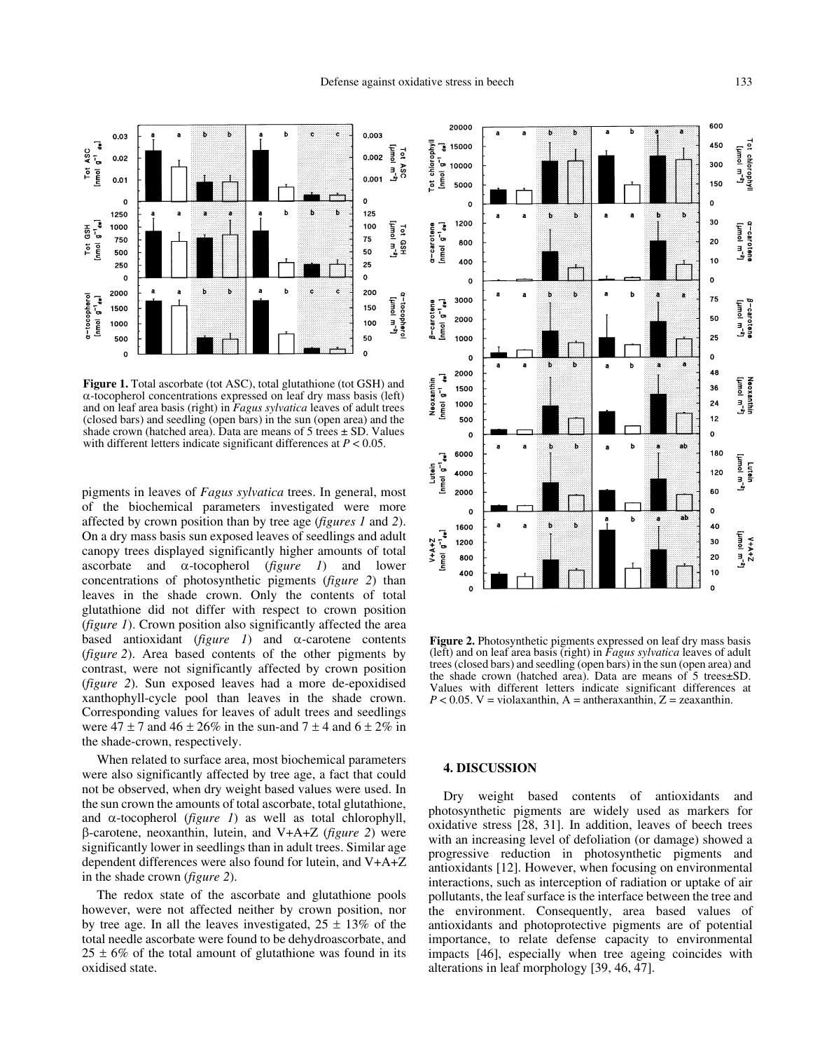**Figure 1.** Total ascorbate (tot ASC), total glutathione (tot GSH) and α-tocopherol concentrations expressed on leaf dry mass basis (left) and on leaf area basis (right) in *Fagus sylvatica* leaves of adult trees (closed bars) and seedling (open bars) in the sun (open area) and the shade crown (hatched area). Data are means of 5 trees ± SD. Values with different letters indicate significant differences at $P < 0.05$.

**Figure 2.** Photosynthetic pigments expressed on leaf dry mass basis (left) and on leaf area basis (right) in *Fagus sylvatica* leaves of adult trees (closed bars) and seedling (open bars) in the sun (open area) and the shade crown (hatched area). Data are means of 5 trees±SD. Values with different letters indicate significant differences at $P < 0.05$. V = violaxanthin, A = antheraxanthin, Z = zeaxanthin.

pigments in leaves of *Fagus sylvatica* trees. In general, most of the biochemical parameters investigated were more affected by crown position than by tree age (*figures 1* and *2*). On a dry mass basis sun exposed leaves of seedlings and adult canopy trees displayed significantly higher amounts of total ascorbate and α-tocopherol (*figure 1*) and lower concentrations of photosynthetic pigments (*figure 2*) than leaves in the shade crown. Only the contents of total glutathione did not differ with respect to crown position (*figure 1*). Crown position also significantly affected the area based antioxidant (*figure 1*) and α-carotene contents (*figure 2*). Area based contents of the other pigments by contrast, were not significantly affected by crown position (*figure 2*). Sun exposed leaves had a more de-epoxidised xanthophyll-cycle pool than leaves in the shade crown. Corresponding values for leaves of adult trees and seedlings were 47 ± 7 and 46 ± 26% in the sun-and 7 ± 4 and 6 ± 2% in the shade-crown, respectively.

When related to surface area, most biochemical parameters were also significantly affected by tree age, a fact that could not be observed, when dry weight based values were used. In the sun crown the amounts of total ascorbate, total glutathione, and α-tocopherol (*figure 1*) as well as total chlorophyll, β-carotene, neoxanthin, lutein, and V+A+Z (*figure 2*) were significantly lower in seedlings than in adult trees. Similar age dependent differences were also found for lutein, and V+A+Z in the shade crown (*figure 2*).

The redox state of the ascorbate and glutathione pools however, were not affected neither by crown position, nor by tree age. In all the leaves investigated, 25 ± 13% of the total needle ascorbate were found to be dehydroascorbate, and 25 ± 6% of the total amount of glutathione was found in its oxidised state.

## 4. DISCUSSION

Dry weight based contents of antioxidants and photosynthetic pigments are widely used as markers for oxidative stress [28, 31]. In addition, leaves of beech trees with an increasing level of defoliation (or damage) showed a progressive reduction in photosynthetic pigments and antioxidants [12]. However, when focusing on environmental interactions, such as interception of radiation or uptake of air pollutants, the leaf surface is the interface between the tree and the environment. Consequently, area based values of antioxidants and photoprotective pigments are of potential importance, to relate defense capacity to environmental impacts [46], especially when tree ageing coincides with alterations in leaf morphology [39, 46, 47].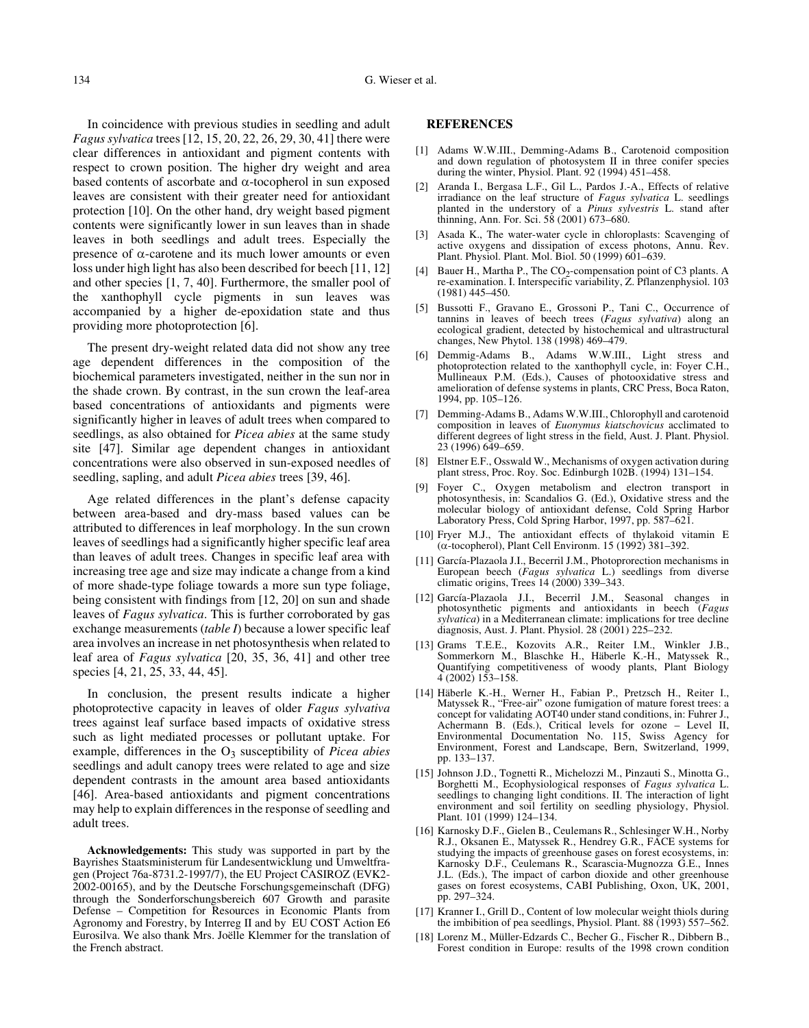In coincidence with previous studies in seedling and adult *Fagus sylvatica* trees [12, 15, 20, 22, 26, 29, 30, 41] there were clear differences in antioxidant and pigment contents with respect to crown position. The higher dry weight and area based contents of ascorbate and α-tocopherol in sun exposed leaves are consistent with their greater need for antioxidant protection [10]. On the other hand, dry weight based pigment contents were significantly lower in sun leaves than in shade leaves in both seedlings and adult trees. Especially the presence of α-carotene and its much lower amounts or even loss under high light has also been described for beech [11, 12] and other species [1, 7, 40]. Furthermore, the smaller pool of the xanthophyll cycle pigments in sun leaves was accompanied by a higher de-epoxidation state and thus providing more photoprotection [6].

The present dry-weight related data did not show any tree age dependent differences in the composition of the biochemical parameters investigated, neither in the sun nor in the shade crown. By contrast, in the sun crown the leaf-area based concentrations of antioxidants and pigments were significantly higher in leaves of adult trees when compared to seedlings, as also obtained for *Picea abies* at the same study site [47]. Similar age dependent changes in antioxidant concentrations were also observed in sun-exposed needles of seedling, sapling, and adult *Picea abies* trees [39, 46].

Age related differences in the plant's defense capacity between area-based and dry-mass based values can be attributed to differences in leaf morphology. In the sun crown leaves of seedlings had a significantly higher specific leaf area than leaves of adult trees. Changes in specific leaf area with increasing tree age and size may indicate a change from a kind of more shade-type foliage towards a more sun type foliage, being consistent with findings from [12, 20] on sun and shade leaves of *Fagus sylvatica*. This is further corroborated by gas exchange measurements (*table I*) because a lower specific leaf area involves an increase in net photosynthesis when related to leaf area of *Fagus sylvatica* [20, 35, 36, 41] and other tree species [4, 21, 25, 33, 44, 45].

In conclusion, the present results indicate a higher photoprotective capacity in leaves of older *Fagus sylvativa* trees against leaf surface based impacts of oxidative stress such as light mediated processes or pollutant uptake. For example, differences in the $O_3$ susceptibility of *Picea abies* seedlings and adult canopy trees were related to age and size dependent contrasts in the amount area based antioxidants [46]. Area-based antioxidants and pigment concentrations may help to explain differences in the response of seedling and adult trees.

**Acknowledgements:** This study was supported in part by the Bayrishes Staatsministerum für Landesentwicklung und Umweltfragen (Project 76a-8731.2-1997/7), the EU Project CASIROZ (EVK2-2002-00165), and by the Deutsche Forschungsgemeinschaft (DFG) through the Sonderforschungsbereich 607 Growth and parasite Defense – Competition for Resources in Economic Plants from Agronomy and Forestry, by Interreg II and by EU COST Action E6 Eurosilva. We also thank Mrs. Joëlle Klemmer for the translation of the French abstract.

## REFERENCES

[1] Adams W.W.III., Demming-Adams B., Carotenoid composition and down regulation of photosystem II in three conifer species during the winter, Physiol. Plant. 92 (1994) 451–458.

[2] Aranda I., Bergasa L.F., Gil L., Pardos J.-A., Effects of relative irradiance on the leaf structure of *Fagus sylvatica* L. seedlings planted in the understory of a *Pinus sylvestris* L. stand after thinning, Ann. For. Sci. 58 (2001) 673–680.

[3] Asada K., The water-water cycle in chloroplasts: Scavenging of active oxygens and dissipation of excess photons, Annu. Rev. Plant. Physiol. Plant. Mol. Biol. 50 (1999) 601–639.

[4] Bauer H., Martha P., The $CO_2$-compensation point of C3 plants. A re-examination. I. Interspecific variability, Z. Pflanzenphysiol. 103 (1981) 445–450.

[5] Bussotti F., Gravano E., Grossoni P., Tani C., Occurrence of tannins in leaves of beech trees (*Fagus sylvativa*) along an ecological gradient, detected by histochemical and ultrastructural changes, New Phytol. 138 (1998) 469–479.

[6] Demmig-Adams B., Adams W.W.III., Light stress and photoprotection related to the xanthophyll cycle, in: Foyer C.H., Mullineaux P.M. (Eds.), Causes of photooxidative stress and amelioration of defense systems in plants, CRC Press, Boca Raton, 1994, pp. 105–126.

[7] Demming-Adams B., Adams W.W.III., Chlorophyll and carotenoid composition in leaves of *Euonymus kiatschovicus* acclimated to different degrees of light stress in the field, Aust. J. Plant. Physiol. 23 (1996) 649–659.

[8] Elstner E.F., Osswald W., Mechanisms of oxygen activation during plant stress, Proc. Roy. Soc. Edinburgh 102B. (1994) 131–154.

[9] Foyer C., Oxygen metabolism and electron transport in photosynthesis, in: Scandalios G. (Ed.), Oxidative stress and the molecular biology of antioxidant defense, Cold Spring Harbor Laboratory Press, Cold Spring Harbor, 1997, pp. 587–621.

[10] Fryer M.J., The antioxidant effects of thylakoid vitamin E (α-tocopherol), Plant Cell Environm. 15 (1992) 381–392.

[11] García-Plazaola J.I., Becerril J.M., Photoprorection mechanisms in European beech (*Fagus sylvatica* L.) seedlings from diverse climatic origins, Trees 14 (2000) 339–343.

[12] García-Plazaola J.I., Becerril J.M., Seasonal changes in photosynthetic pigments and antioxidants in beech (*Fagus sylvatica*) in a Mediterranean climate: implications for tree decline diagnosis, Aust. J. Plant. Physiol. 28 (2001) 225–232.

[13] Grams T.E.E., Kozovits A.R., Reiter I.M., Winkler J.B., Sommerkorn M., Blaschke H., Häberle K.-H., Matyssek R., Quantifying competitiveness of woody plants, Plant Biology 4 (2002) 153–158.

[14] Häberle K.-H., Werner H., Fabian P., Pretzsch H., Reiter I., Matyssek R., "Free-air" ozone fumigation of mature forest trees: a concept for validating AOT40 under stand conditions, in: Fuhrer J., Achermann B. (Eds.), Critical levels for ozone – Level II, Environmental Documentation No. 115, Swiss Agency for Environment, Forest and Landscape, Bern, Switzerland, 1999, pp. 133–137.

[15] Johnson J.D., Tognetti R., Michelozzi M., Pinzauti S., Minotta G., Borghetti M., Ecophysiological responses of *Fagus sylvatica* L. seedlings to changing light conditions. II. The interaction of light environment and soil fertility on seedling physiology, Physiol. Plant. 101 (1999) 124–134.

[16] Karnosky D.F., Gielen B., Ceulemans R., Schlesinger W.H., Norby R.J., Oksanen E., Matyssek R., Hendrey G.R., FACE systems for studying the impacts of greenhouse gases on forest ecosystems, in: Karnosky D.F., Ceulemans R., Scarascia-Mugnozza G.E., Innes J.L. (Eds.), The impact of carbon dioxide and other greenhouse gases on forest ecosystems, CABI Publishing, Oxon, UK, 2001, pp. 297–324.

[17] Kranner I., Grill D., Content of low molecular weight thiols during the imbibition of pea seedlings, Physiol. Plant. 88 (1993) 557–562.

[18] Lorenz M., Müller-Edzards C., Becher G., Fischer R., Dibbern B., Forest condition in Europe: results of the 1998 crown condition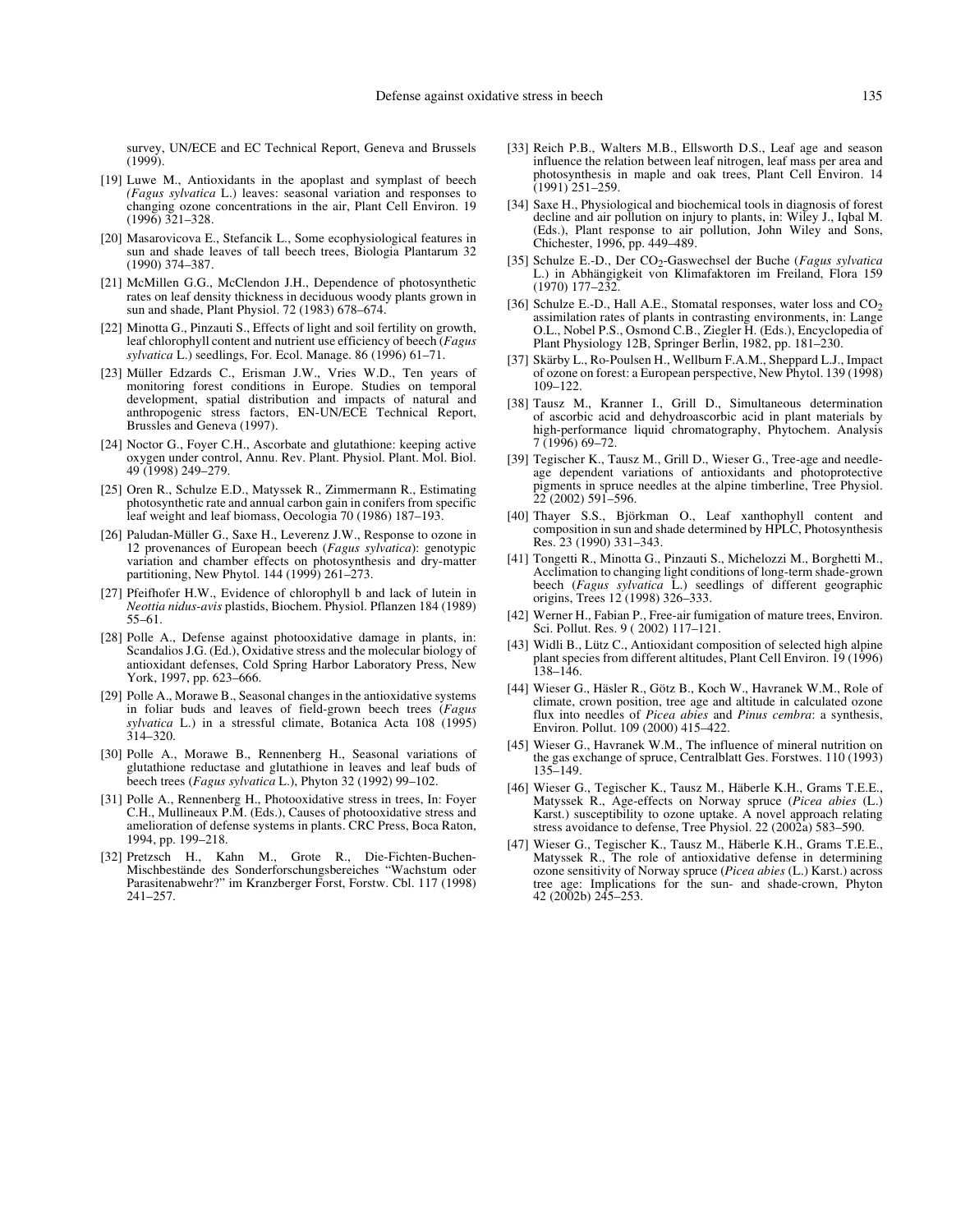survey, UN/ECE and EC Technical Report, Geneva and Brussels (1999).

[19] Luwe M., Antioxidants in the apoplast and symplast of beech (*Fagus sylvatica* L.) leaves: seasonal variation and responses to changing ozone concentrations in the air, Plant Cell Environ. 19 (1996) 321–328.

[20] Masarovicova E., Stefancik L., Some ecophysiological features in sun and shade leaves of tall beech trees, Biologia Plantarum 32 (1990) 374–387.

[21] McMillen G.G., McClendon J.H., Dependence of photosynthetic rates on leaf density thickness in deciduous woody plants grown in sun and shade, Plant Physiol. 72 (1983) 678–674.

[22] Minotta G., Pinzauti S., Effects of light and soil fertility on growth, leaf chlorophyll content and nutrient use efficiency of beech (*Fagus sylvatica* L.) seedlings, For. Ecol. Manage. 86 (1996) 61–71.

[23] Müller Edzards C., Erisman J.W., Vries W.D., Ten years of monitoring forest conditions in Europe. Studies on temporal development, spatial distribution and impacts of natural and anthropogenic stress factors, EN-UN/ECE Technical Report, Brussles and Geneva (1997).

[24] Noctor G., Foyer C.H., Ascorbate and glutathione: keeping active oxygen under control, Annu. Rev. Plant. Physiol. Plant. Mol. Biol. 49 (1998) 249–279.

[25] Oren R., Schulze E.D., Matyssek R., Zimmermann R., Estimating photosynthetic rate and annual carbon gain in conifers from specific leaf weight and leaf biomass, Oecologia 70 (1986) 187–193.

[26] Paludan-Müller G., Saxe H., Leverenz J.W., Response to ozone in 12 provenances of European beech (*Fagus sylvatica*): genotypic variation and chamber effects on photosynthesis and dry-matter partitioning, New Phytol. 144 (1999) 261–273.

[27] Pfeifhofer H.W., Evidence of chlorophyll b and lack of lutein in *Neottia nidus-avis* plastids, Biochem. Physiol. Pflanzen 184 (1989) 55–61.

[28] Polle A., Defense against photooxidative damage in plants, in: Scandalios J.G. (Ed.), Oxidative stress and the molecular biology of antioxidant defenses, Cold Spring Harbor Laboratory Press, New York, 1997, pp. 623–666.

[29] Polle A., Morawe B., Seasonal changes in the antioxidative systems in foliar buds and leaves of field-grown beech trees (*Fagus sylvatica* L.) in a stressful climate, Botanica Acta 108 (1995) 314–320.

[30] Polle A., Morawe B., Rennenberg H., Seasonal variations of glutathione reductase and glutathione in leaves and leaf buds of beech trees (*Fagus sylvatica* L.), Phyton 32 (1992) 99–102.

[31] Polle A., Rennenberg H., Photooxidative stress in trees, In: Foyer C.H., Mullineaux P.M. (Eds.), Causes of photooxidative stress and amelioration of defense systems in plants. CRC Press, Boca Raton, 1994, pp. 199–218.

[32] Pretzsch H., Kahn M., Grote R., Die-Fichten-Buchen-Mischbestände des Sonderforschungsbereiches "Wachstum oder Parasitenabwehr?" im Kranzberger Forst, Forstw. Cbl. 117 (1998) 241–257.

[33] Reich P.B., Walters M.B., Ellsworth D.S., Leaf age and season influence the relation between leaf nitrogen, leaf mass per area and photosynthesis in maple and oak trees, Plant Cell Environ. 14 (1991) 251–259.

[34] Saxe H., Physiological and biochemical tools in diagnosis of forest decline and air pollution on injury to plants, in: Wiley J., Iqbal M. (Eds.), Plant response to air pollution, John Wiley and Sons, Chichester, 1996, pp. 449–489.

[35] Schulze E.-D., Der $CO_2$-Gaswechsel der Buche (*Fagus sylvatica* L.) in Abhängigkeit von Klimafaktoren im Freiland, Flora 159 (1970) 177–232.

[36] Schulze E.-D., Hall A.E., Stomatal responses, water loss and $CO_2$ assimilation rates of plants in contrasting environments, in: Lange O.L., Nobel P.S., Osmond C.B., Ziegler H. (Eds.), Encyclopedia of Plant Physiology 12B, Springer Berlin, 1982, pp. 181–230.

[37] Skärby L., Ro-Poulsen H., Wellburn F.A.M., Sheppard L.J., Impact of ozone on forest: a European perspective, New Phytol. 139 (1998) 109–122.

[38] Tausz M., Kranner I., Grill D., Simultaneous determination of ascorbic acid and dehydroascorbic acid in plant materials by high-performance liquid chromatography, Phytochem. Analysis 7 (1996) 69–72.

[39] Tegischer K., Tausz M., Grill D., Wieser G., Tree-age and needle-age dependent variations of antioxidants and photoprotective pigments in spruce needles at the alpine timberline, Tree Physiol. 22 (2002) 591–596.

[40] Thayer S.S., Björkman O., Leaf xanthophyll content and composition in sun and shade determined by HPLC, Photosynthesis Res. 23 (1990) 331–343.

[41] Tongetti R., Minotta G., Pinzauti S., Michelozzi M., Borghetti M., Acclimation to changing light conditions of long-term shade-grown beech (*Fagus sylvatica* L.) seedlings of different geographic origins, Trees 12 (1998) 326–333.

[42] Werner H., Fabian P., Free-air fumigation of mature trees, Environ. Sci. Pollut. Res. 9 ( 2002) 117–121.

[43] Widli B., Lütz C., Antioxidant composition of selected high alpine plant species from different altitudes, Plant Cell Environ. 19 (1996) 138–146.

[44] Wieser G., Häsler R., Götz B., Koch W., Havranek W.M., Role of climate, crown position, tree age and altitude in calculated ozone flux into needles of *Picea abies* and *Pinus cembra*: a synthesis, Environ. Pollut. 109 (2000) 415–422.

[45] Wieser G., Havranek W.M., The influence of mineral nutrition on the gas exchange of spruce, Centralblatt Ges. Forstwes. 110 (1993) 135–149.

[46] Wieser G., Tegischer K., Tausz M., Häberle K.H., Grams T.E.E., Matyssek R., Age-effects on Norway spruce (*Picea abies* (L.) Karst.) susceptibility to ozone uptake. A novel approach relating stress avoidance to defense, Tree Physiol. 22 (2002a) 583–590.

[47] Wieser G., Tegischer K., Tausz M., Häberle K.H., Grams T.E.E., Matyssek R., The role of antioxidative defense in determining ozone sensitivity of Norway spruce (*Picea abies* (L.) Karst.) across tree age: Implications for the sun- and shade-crown, Phyton 42 (2002b) 245–253.